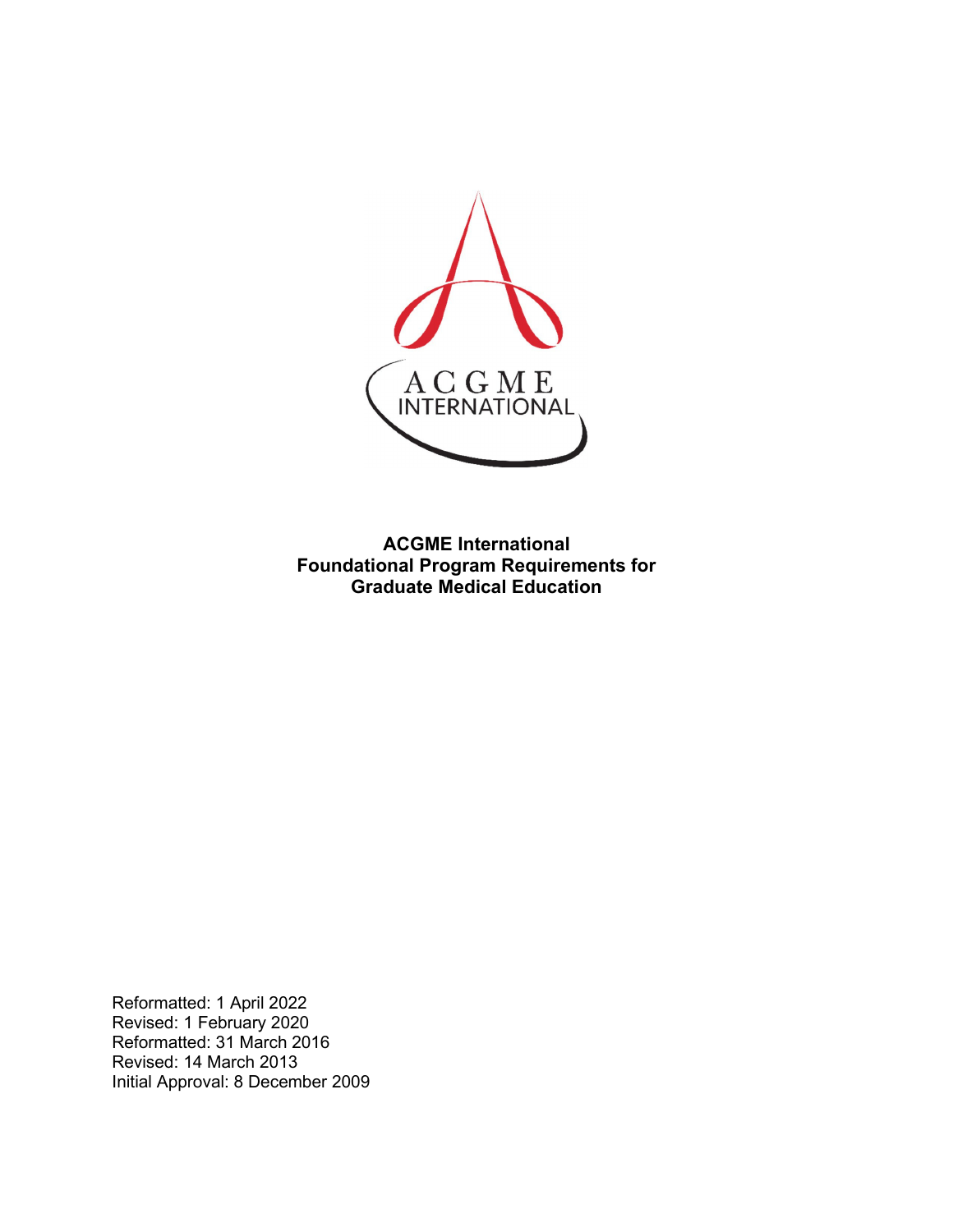# ACGME International Foundational Program Requirements for Graduate Medical Education

Reformatted: 1 April 2022
Revised: 1 February 2020
Reformatted: 31 March 2016
Revised: 14 March 2013
Initial Approval: 8 December 2009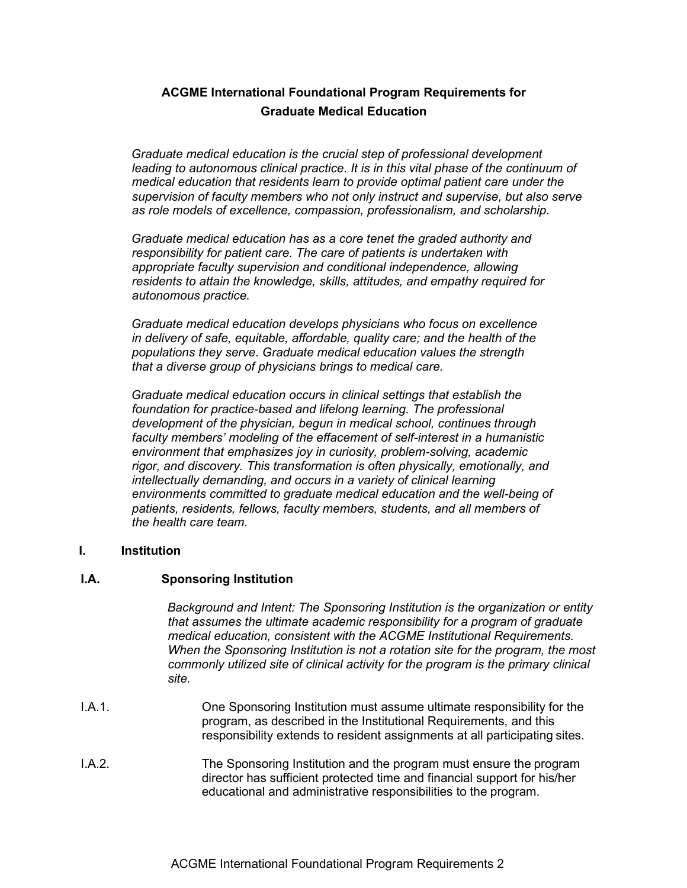# ACGME International Foundational Program Requirements for Graduate Medical Education

*Graduate medical education is the crucial step of professional development leading to autonomous clinical practice. It is in this vital phase of the continuum of medical education that residents learn to provide optimal patient care under the supervision of faculty members who not only instruct and supervise, but also serve as role models of excellence, compassion, professionalism, and scholarship.*

*Graduate medical education has as a core tenet the graded authority and responsibility for patient care. The care of patients is undertaken with appropriate faculty supervision and conditional independence, allowing residents to attain the knowledge, skills, attitudes, and empathy required for autonomous practice.*

*Graduate medical education develops physicians who focus on excellence in delivery of safe, equitable, affordable, quality care; and the health of the populations they serve. Graduate medical education values the strength that a diverse group of physicians brings to medical care.*

*Graduate medical education occurs in clinical settings that establish the foundation for practice-based and lifelong learning. The professional development of the physician, begun in medical school, continues through faculty members' modeling of the effacement of self-interest in a humanistic environment that emphasizes joy in curiosity, problem-solving, academic rigor, and discovery. This transformation is often physically, emotionally, and intellectually demanding, and occurs in a variety of clinical learning environments committed to graduate medical education and the well-being of patients, residents, fellows, faculty members, students, and all members of the health care team.*

## I. Institution

### I.A. Sponsoring Institution

*Background and Intent: The Sponsoring Institution is the organization or entity that assumes the ultimate academic responsibility for a program of graduate medical education, consistent with the ACGME Institutional Requirements. When the Sponsoring Institution is not a rotation site for the program, the most commonly utilized site of clinical activity for the program is the primary clinical site.*

I.A.1. One Sponsoring Institution must assume ultimate responsibility for the program, as described in the Institutional Requirements, and this responsibility extends to resident assignments at all participating sites.

I.A.2. The Sponsoring Institution and the program must ensure the program director has sufficient protected time and financial support for his/her educational and administrative responsibilities to the program.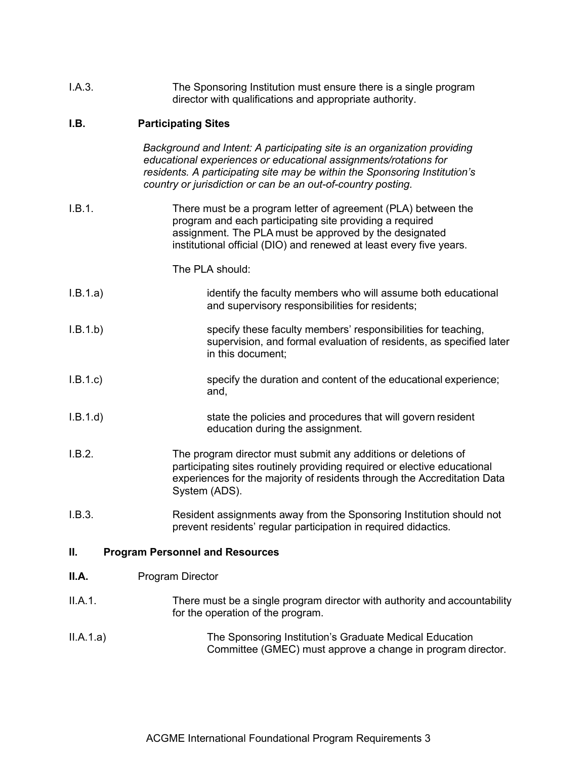I.A.3. The Sponsoring Institution must ensure there is a single program director with qualifications and appropriate authority.

**I.B. Participating Sites**

*Background and Intent: A participating site is an organization providing educational experiences or educational assignments/rotations for residents. A participating site may be within the Sponsoring Institution's country or jurisdiction or can be an out-of-country posting.*

I.B.1. There must be a program letter of agreement (PLA) between the program and each participating site providing a required assignment. The PLA must be approved by the designated institutional official (DIO) and renewed at least every five years.

The PLA should:

I.B.1.a) identify the faculty members who will assume both educational and supervisory responsibilities for residents;

I.B.1.b) specify these faculty members' responsibilities for teaching, supervision, and formal evaluation of residents, as specified later in this document;

I.B.1.c) specify the duration and content of the educational experience; and,

I.B.1.d) state the policies and procedures that will govern resident education during the assignment.

I.B.2. The program director must submit any additions or deletions of participating sites routinely providing required or elective educational experiences for the majority of residents through the Accreditation Data System (ADS).

I.B.3. Resident assignments away from the Sponsoring Institution should not prevent residents' regular participation in required didactics.

**II. Program Personnel and Resources**

**II.A.** Program Director

II.A.1. There must be a single program director with authority and accountability for the operation of the program.

II.A.1.a) The Sponsoring Institution's Graduate Medical Education Committee (GMEC) must approve a change in program director.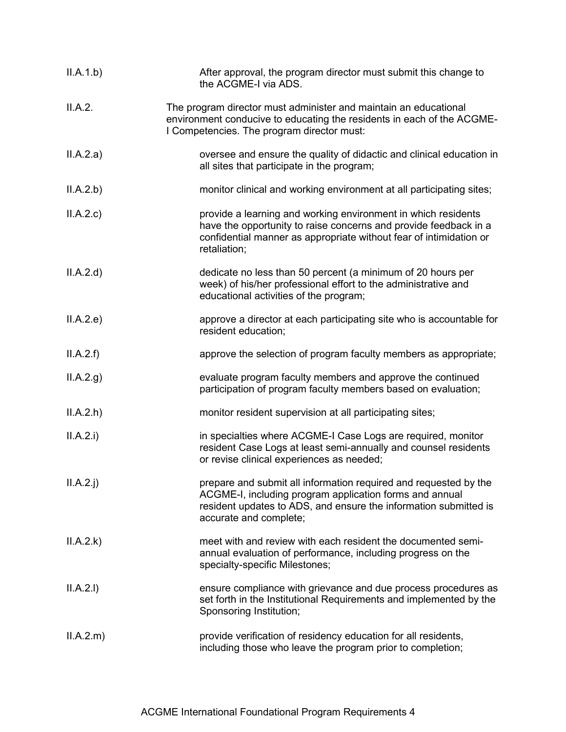II.A.1.b) After approval, the program director must submit this change to the ACGME-I via ADS.

II.A.2. The program director must administer and maintain an educational environment conducive to educating the residents in each of the ACGME-I Competencies. The program director must:

II.A.2.a) oversee and ensure the quality of didactic and clinical education in all sites that participate in the program;

II.A.2.b) monitor clinical and working environment at all participating sites;

II.A.2.c) provide a learning and working environment in which residents have the opportunity to raise concerns and provide feedback in a confidential manner as appropriate without fear of intimidation or retaliation;

II.A.2.d) dedicate no less than 50 percent (a minimum of 20 hours per week) of his/her professional effort to the administrative and educational activities of the program;

II.A.2.e) approve a director at each participating site who is accountable for resident education;

II.A.2.f) approve the selection of program faculty members as appropriate;

II.A.2.g) evaluate program faculty members and approve the continued participation of program faculty members based on evaluation;

II.A.2.h) monitor resident supervision at all participating sites;

II.A.2.i) in specialties where ACGME-I Case Logs are required, monitor resident Case Logs at least semi-annually and counsel residents or revise clinical experiences as needed;

II.A.2.j) prepare and submit all information required and requested by the ACGME-I, including program application forms and annual resident updates to ADS, and ensure the information submitted is accurate and complete;

II.A.2.k) meet with and review with each resident the documented semi-annual evaluation of performance, including progress on the specialty-specific Milestones;

II.A.2.l) ensure compliance with grievance and due process procedures as set forth in the Institutional Requirements and implemented by the Sponsoring Institution;

II.A.2.m) provide verification of residency education for all residents, including those who leave the program prior to completion;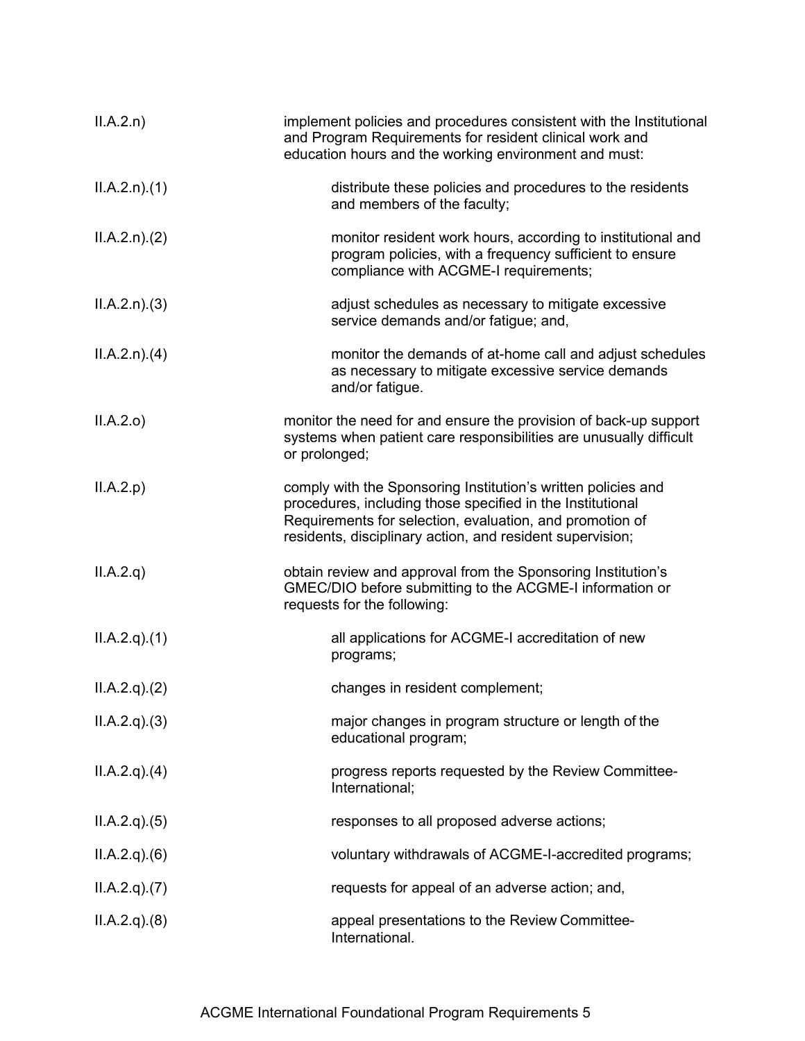| | |
|---|---|
| II.A.2.n) | implement policies and procedures consistent with the Institutional and Program Requirements for resident clinical work and education hours and the working environment and must: |
| II.A.2.n).(1) | distribute these policies and procedures to the residents and members of the faculty; |
| II.A.2.n).(2) | monitor resident work hours, according to institutional and program policies, with a frequency sufficient to ensure compliance with ACGME-I requirements; |
| II.A.2.n).(3) | adjust schedules as necessary to mitigate excessive service demands and/or fatigue; and, |
| II.A.2.n).(4) | monitor the demands of at-home call and adjust schedules as necessary to mitigate excessive service demands and/or fatigue. |
| II.A.2.o) | monitor the need for and ensure the provision of back-up support systems when patient care responsibilities are unusually difficult or prolonged; |
| II.A.2.p) | comply with the Sponsoring Institution's written policies and procedures, including those specified in the Institutional Requirements for selection, evaluation, and promotion of residents, disciplinary action, and resident supervision; |
| II.A.2.q) | obtain review and approval from the Sponsoring Institution's GMEC/DIO before submitting to the ACGME-I information or requests for the following: |
| II.A.2.q).(1) | all applications for ACGME-I accreditation of new programs; |
| II.A.2.q).(2) | changes in resident complement; |
| II.A.2.q).(3) | major changes in program structure or length of the educational program; |
| II.A.2.q).(4) | progress reports requested by the Review Committee-International; |
| II.A.2.q).(5) | responses to all proposed adverse actions; |
| II.A.2.q).(6) | voluntary withdrawals of ACGME-I-accredited programs; |
| II.A.2.q).(7) | requests for appeal of an adverse action; and, |
| II.A.2.q).(8) | appeal presentations to the Review Committee-International. |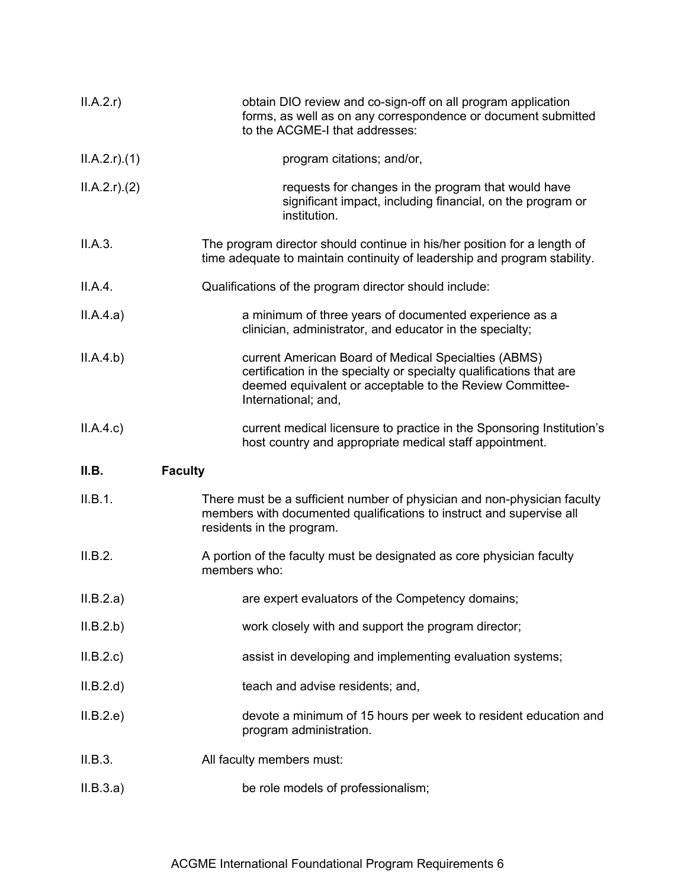II.A.2.r) obtain DIO review and co-sign-off on all program application forms, as well as on any correspondence or document submitted to the ACGME-I that addresses:

II.A.2.r).(1) program citations; and/or,

II.A.2.r).(2) requests for changes in the program that would have significant impact, including financial, on the program or institution.

II.A.3. The program director should continue in his/her position for a length of time adequate to maintain continuity of leadership and program stability.

II.A.4. Qualifications of the program director should include:

II.A.4.a) a minimum of three years of documented experience as a clinician, administrator, and educator in the specialty;

II.A.4.b) current American Board of Medical Specialties (ABMS) certification in the specialty or specialty qualifications that are deemed equivalent or acceptable to the Review Committee-International; and,

II.A.4.c) current medical licensure to practice in the Sponsoring Institution's host country and appropriate medical staff appointment.

## II.B. Faculty

II.B.1. There must be a sufficient number of physician and non-physician faculty members with documented qualifications to instruct and supervise all residents in the program.

II.B.2. A portion of the faculty must be designated as core physician faculty members who:

II.B.2.a) are expert evaluators of the Competency domains;

II.B.2.b) work closely with and support the program director;

II.B.2.c) assist in developing and implementing evaluation systems;

II.B.2.d) teach and advise residents; and,

II.B.2.e) devote a minimum of 15 hours per week to resident education and program administration.

II.B.3. All faculty members must:

II.B.3.a) be role models of professionalism;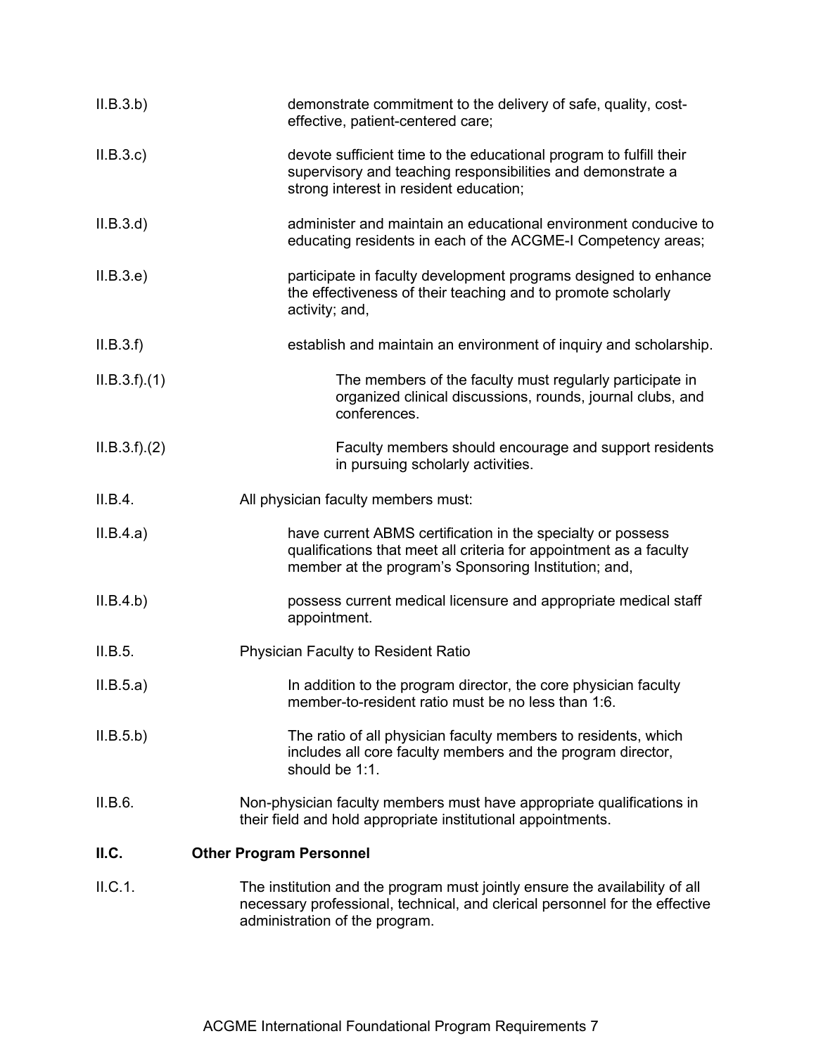II.B.3.b) demonstrate commitment to the delivery of safe, quality, cost-effective, patient-centered care;

II.B.3.c) devote sufficient time to the educational program to fulfill their supervisory and teaching responsibilities and demonstrate a strong interest in resident education;

II.B.3.d) administer and maintain an educational environment conducive to educating residents in each of the ACGME-I Competency areas;

II.B.3.e) participate in faculty development programs designed to enhance the effectiveness of their teaching and to promote scholarly activity; and,

II.B.3.f) establish and maintain an environment of inquiry and scholarship.

II.B.3.f).(1) The members of the faculty must regularly participate in organized clinical discussions, rounds, journal clubs, and conferences.

II.B.3.f).(2) Faculty members should encourage and support residents in pursuing scholarly activities.

II.B.4. All physician faculty members must:

II.B.4.a) have current ABMS certification in the specialty or possess qualifications that meet all criteria for appointment as a faculty member at the program's Sponsoring Institution; and,

II.B.4.b) possess current medical licensure and appropriate medical staff appointment.

II.B.5. Physician Faculty to Resident Ratio

II.B.5.a) In addition to the program director, the core physician faculty member-to-resident ratio must be no less than 1:6.

II.B.5.b) The ratio of all physician faculty members to residents, which includes all core faculty members and the program director, should be 1:1.

II.B.6. Non-physician faculty members must have appropriate qualifications in their field and hold appropriate institutional appointments.

## II.C. Other Program Personnel

II.C.1. The institution and the program must jointly ensure the availability of all necessary professional, technical, and clerical personnel for the effective administration of the program.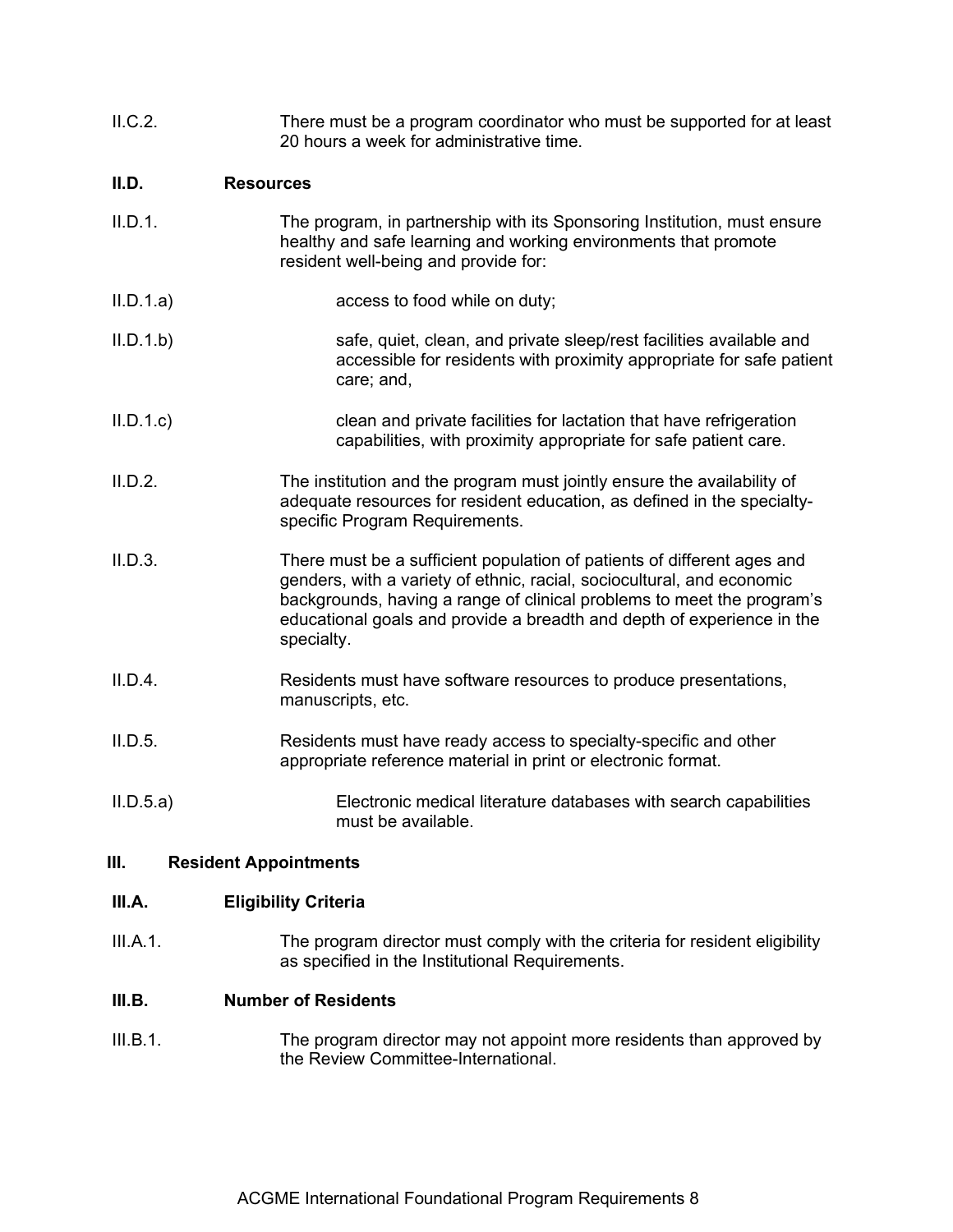II.C.2. There must be a program coordinator who must be supported for at least 20 hours a week for administrative time.

**II.D. Resources**

II.D.1. The program, in partnership with its Sponsoring Institution, must ensure healthy and safe learning and working environments that promote resident well-being and provide for:

II.D.1.a) access to food while on duty;

II.D.1.b) safe, quiet, clean, and private sleep/rest facilities available and accessible for residents with proximity appropriate for safe patient care; and,

II.D.1.c) clean and private facilities for lactation that have refrigeration capabilities, with proximity appropriate for safe patient care.

II.D.2. The institution and the program must jointly ensure the availability of adequate resources for resident education, as defined in the specialty-specific Program Requirements.

II.D.3. There must be a sufficient population of patients of different ages and genders, with a variety of ethnic, racial, sociocultural, and economic backgrounds, having a range of clinical problems to meet the program's educational goals and provide a breadth and depth of experience in the specialty.

II.D.4. Residents must have software resources to produce presentations, manuscripts, etc.

II.D.5. Residents must have ready access to specialty-specific and other appropriate reference material in print or electronic format.

II.D.5.a) Electronic medical literature databases with search capabilities must be available.

**III. Resident Appointments**

**III.A. Eligibility Criteria**

III.A.1. The program director must comply with the criteria for resident eligibility as specified in the Institutional Requirements.

**III.B. Number of Residents**

III.B.1. The program director may not appoint more residents than approved by the Review Committee-International.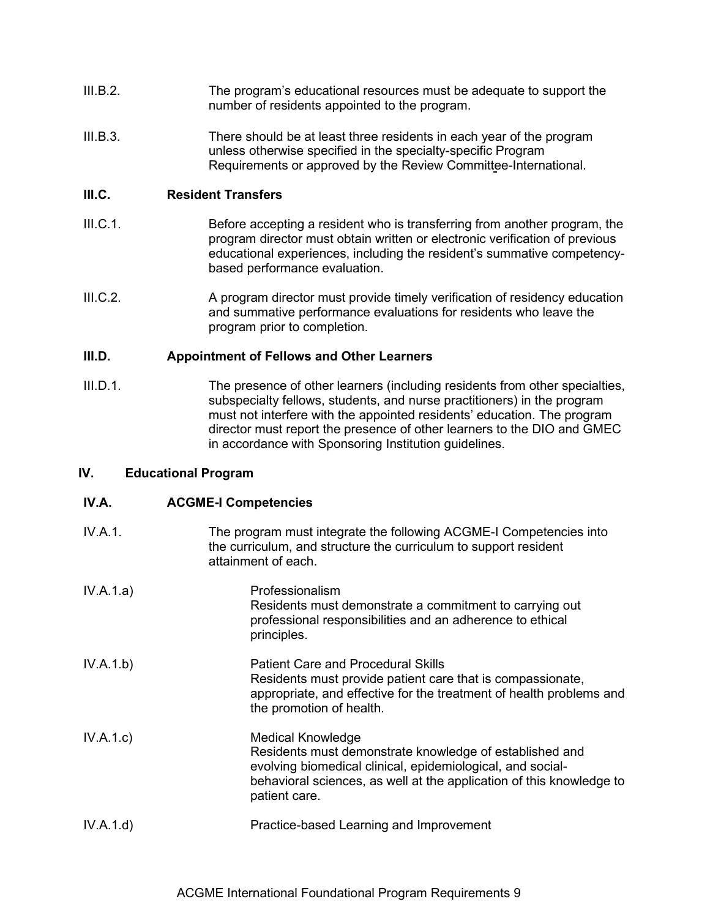III.B.2. The program's educational resources must be adequate to support the number of residents appointed to the program.

III.B.3. There should be at least three residents in each year of the program unless otherwise specified in the specialty-specific Program Requirements or approved by the Review Committee-International.

**III.C. Resident Transfers**

III.C.1. Before accepting a resident who is transferring from another program, the program director must obtain written or electronic verification of previous educational experiences, including the resident's summative competency-based performance evaluation.

III.C.2. A program director must provide timely verification of residency education and summative performance evaluations for residents who leave the program prior to completion.

**III.D. Appointment of Fellows and Other Learners**

III.D.1. The presence of other learners (including residents from other specialties, subspecialty fellows, students, and nurse practitioners) in the program must not interfere with the appointed residents' education. The program director must report the presence of other learners to the DIO and GMEC in accordance with Sponsoring Institution guidelines.

## IV. Educational Program

**IV.A. ACGME-I Competencies**

IV.A.1. The program must integrate the following ACGME-I Competencies into the curriculum, and structure the curriculum to support resident attainment of each.

IV.A.1.a) Professionalism
Residents must demonstrate a commitment to carrying out professional responsibilities and an adherence to ethical principles.

IV.A.1.b) Patient Care and Procedural Skills
Residents must provide patient care that is compassionate, appropriate, and effective for the treatment of health problems and the promotion of health.

IV.A.1.c) Medical Knowledge
Residents must demonstrate knowledge of established and evolving biomedical clinical, epidemiological, and social-behavioral sciences, as well at the application of this knowledge to patient care.

IV.A.1.d) Practice-based Learning and Improvement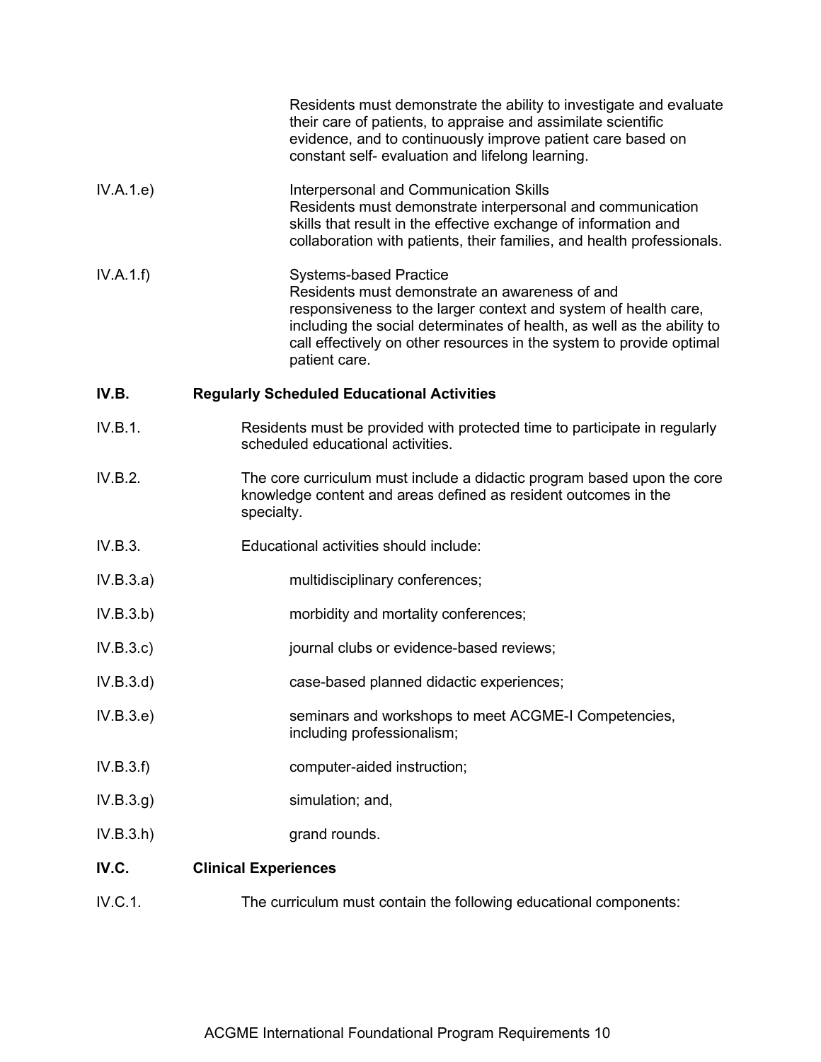Residents must demonstrate the ability to investigate and evaluate their care of patients, to appraise and assimilate scientific evidence, and to continuously improve patient care based on constant self- evaluation and lifelong learning.

IV.A.1.e) Interpersonal and Communication Skills
Residents must demonstrate interpersonal and communication skills that result in the effective exchange of information and collaboration with patients, their families, and health professionals.

IV.A.1.f) Systems-based Practice
Residents must demonstrate an awareness of and responsiveness to the larger context and system of health care, including the social determinates of health, as well as the ability to call effectively on other resources in the system to provide optimal patient care.

**IV.B. Regularly Scheduled Educational Activities**

IV.B.1. Residents must be provided with protected time to participate in regularly scheduled educational activities.

IV.B.2. The core curriculum must include a didactic program based upon the core knowledge content and areas defined as resident outcomes in the specialty.

IV.B.3. Educational activities should include:

IV.B.3.a) multidisciplinary conferences;

IV.B.3.b) morbidity and mortality conferences;

IV.B.3.c) journal clubs or evidence-based reviews;

IV.B.3.d) case-based planned didactic experiences;

IV.B.3.e) seminars and workshops to meet ACGME-I Competencies, including professionalism;

IV.B.3.f) computer-aided instruction;

IV.B.3.g) simulation; and,

IV.B.3.h) grand rounds.

**IV.C. Clinical Experiences**

IV.C.1. The curriculum must contain the following educational components: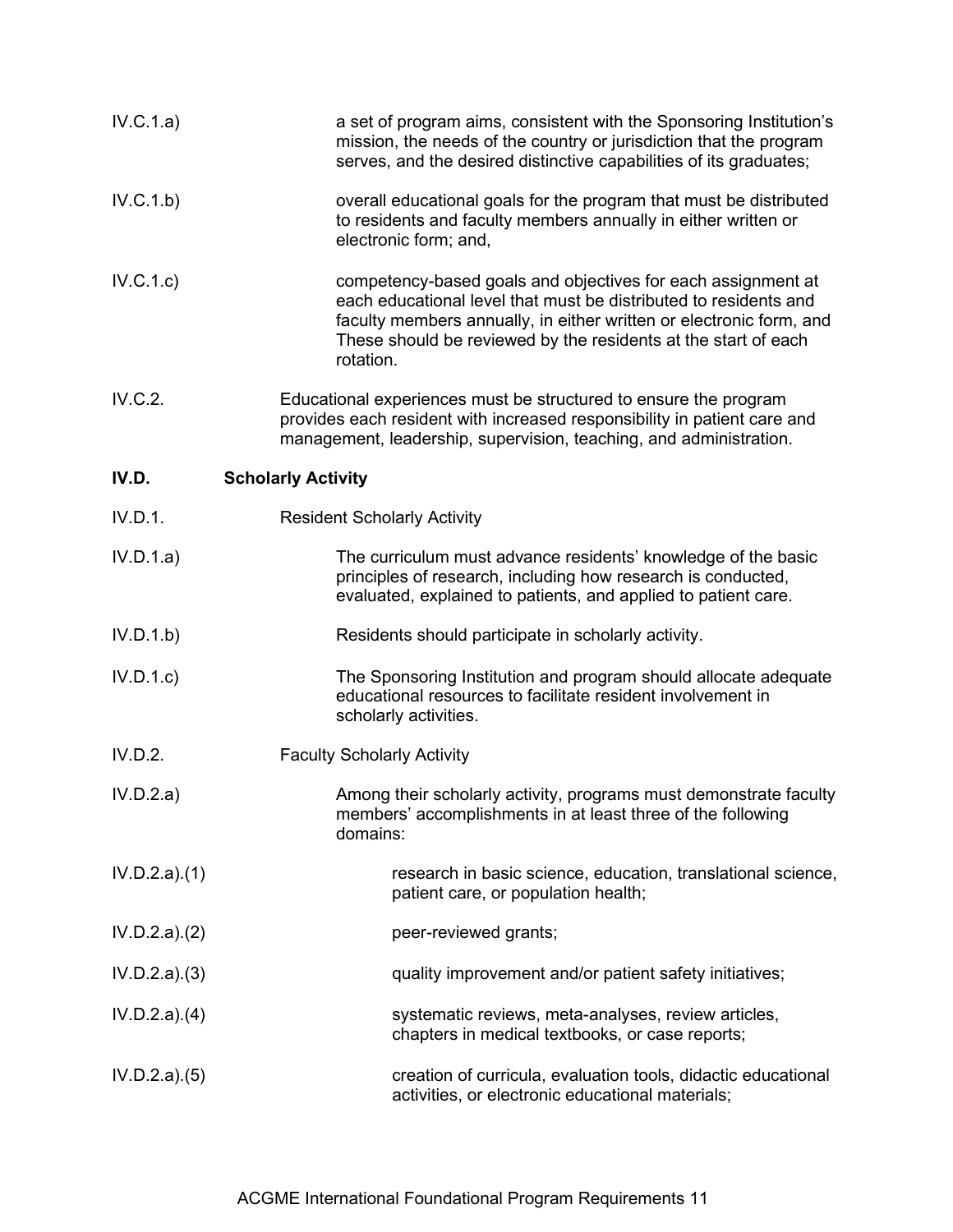IV.C.1.a) a set of program aims, consistent with the Sponsoring Institution's mission, the needs of the country or jurisdiction that the program serves, and the desired distinctive capabilities of its graduates;

IV.C.1.b) overall educational goals for the program that must be distributed to residents and faculty members annually in either written or electronic form; and,

IV.C.1.c) competency-based goals and objectives for each assignment at each educational level that must be distributed to residents and faculty members annually, in either written or electronic form, and These should be reviewed by the residents at the start of each rotation.

IV.C.2. Educational experiences must be structured to ensure the program provides each resident with increased responsibility in patient care and management, leadership, supervision, teaching, and administration.

**IV.D. Scholarly Activity**

IV.D.1. Resident Scholarly Activity

IV.D.1.a) The curriculum must advance residents' knowledge of the basic principles of research, including how research is conducted, evaluated, explained to patients, and applied to patient care.

IV.D.1.b) Residents should participate in scholarly activity.

IV.D.1.c) The Sponsoring Institution and program should allocate adequate educational resources to facilitate resident involvement in scholarly activities.

IV.D.2. Faculty Scholarly Activity

IV.D.2.a) Among their scholarly activity, programs must demonstrate faculty members' accomplishments in at least three of the following domains:

IV.D.2.a).(1) research in basic science, education, translational science, patient care, or population health;

IV.D.2.a).(2) peer-reviewed grants;

IV.D.2.a).(3) quality improvement and/or patient safety initiatives;

IV.D.2.a).(4) systematic reviews, meta-analyses, review articles, chapters in medical textbooks, or case reports;

IV.D.2.a).(5) creation of curricula, evaluation tools, didactic educational activities, or electronic educational materials;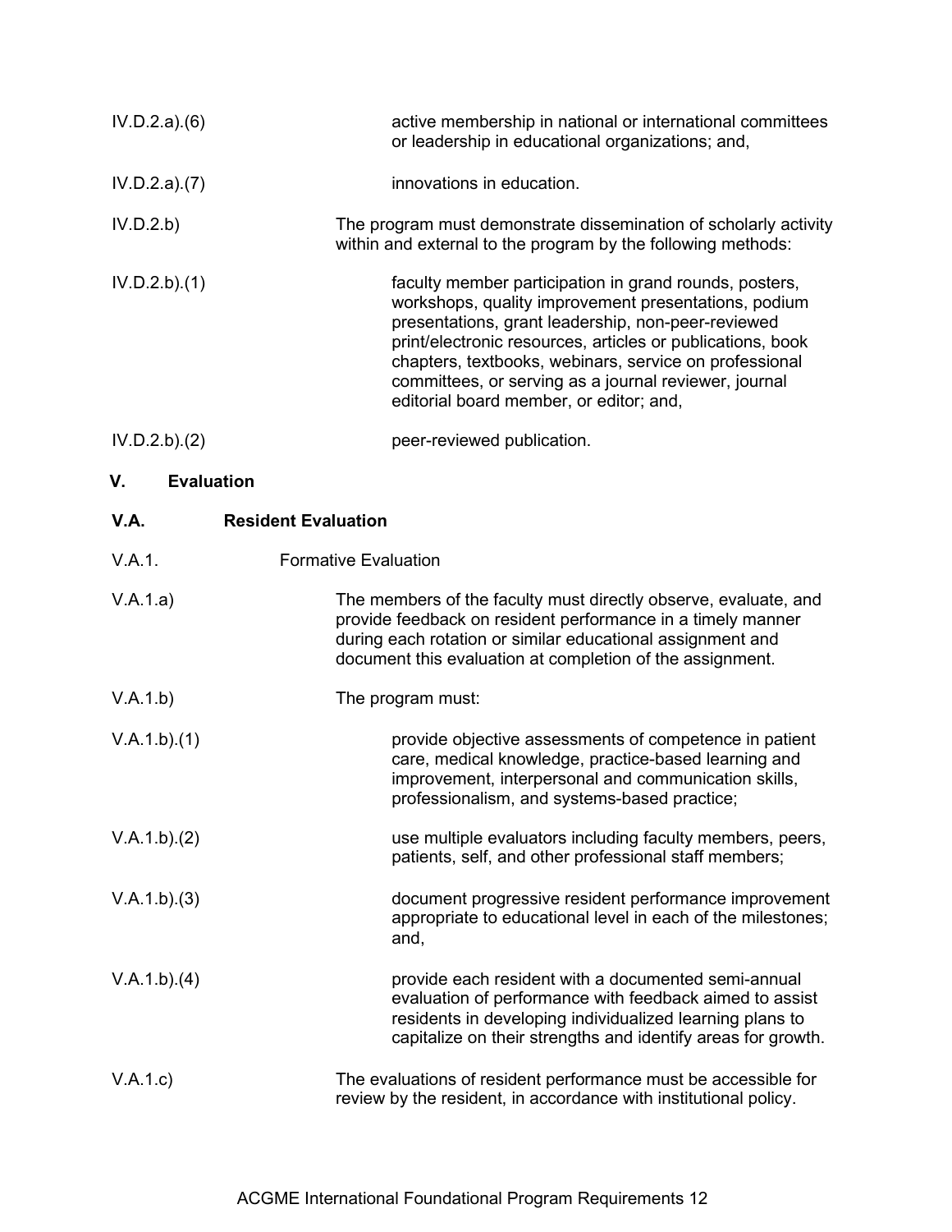IV.D.2.a).(6) active membership in national or international committees or leadership in educational organizations; and,

IV.D.2.a).(7) innovations in education.

IV.D.2.b) The program must demonstrate dissemination of scholarly activity within and external to the program by the following methods:

IV.D.2.b).(1) faculty member participation in grand rounds, posters, workshops, quality improvement presentations, podium presentations, grant leadership, non-peer-reviewed print/electronic resources, articles or publications, book chapters, textbooks, webinars, service on professional committees, or serving as a journal reviewer, journal editorial board member, or editor; and,

IV.D.2.b).(2) peer-reviewed publication.

## V. Evaluation

### V.A. Resident Evaluation

V.A.1. Formative Evaluation

V.A.1.a) The members of the faculty must directly observe, evaluate, and provide feedback on resident performance in a timely manner during each rotation or similar educational assignment and document this evaluation at completion of the assignment.

V.A.1.b) The program must:

V.A.1.b).(1) provide objective assessments of competence in patient care, medical knowledge, practice-based learning and improvement, interpersonal and communication skills, professionalism, and systems-based practice;

V.A.1.b).(2) use multiple evaluators including faculty members, peers, patients, self, and other professional staff members;

V.A.1.b).(3) document progressive resident performance improvement appropriate to educational level in each of the milestones; and,

V.A.1.b).(4) provide each resident with a documented semi-annual evaluation of performance with feedback aimed to assist residents in developing individualized learning plans to capitalize on their strengths and identify areas for growth.

V.A.1.c) The evaluations of resident performance must be accessible for review by the resident, in accordance with institutional policy.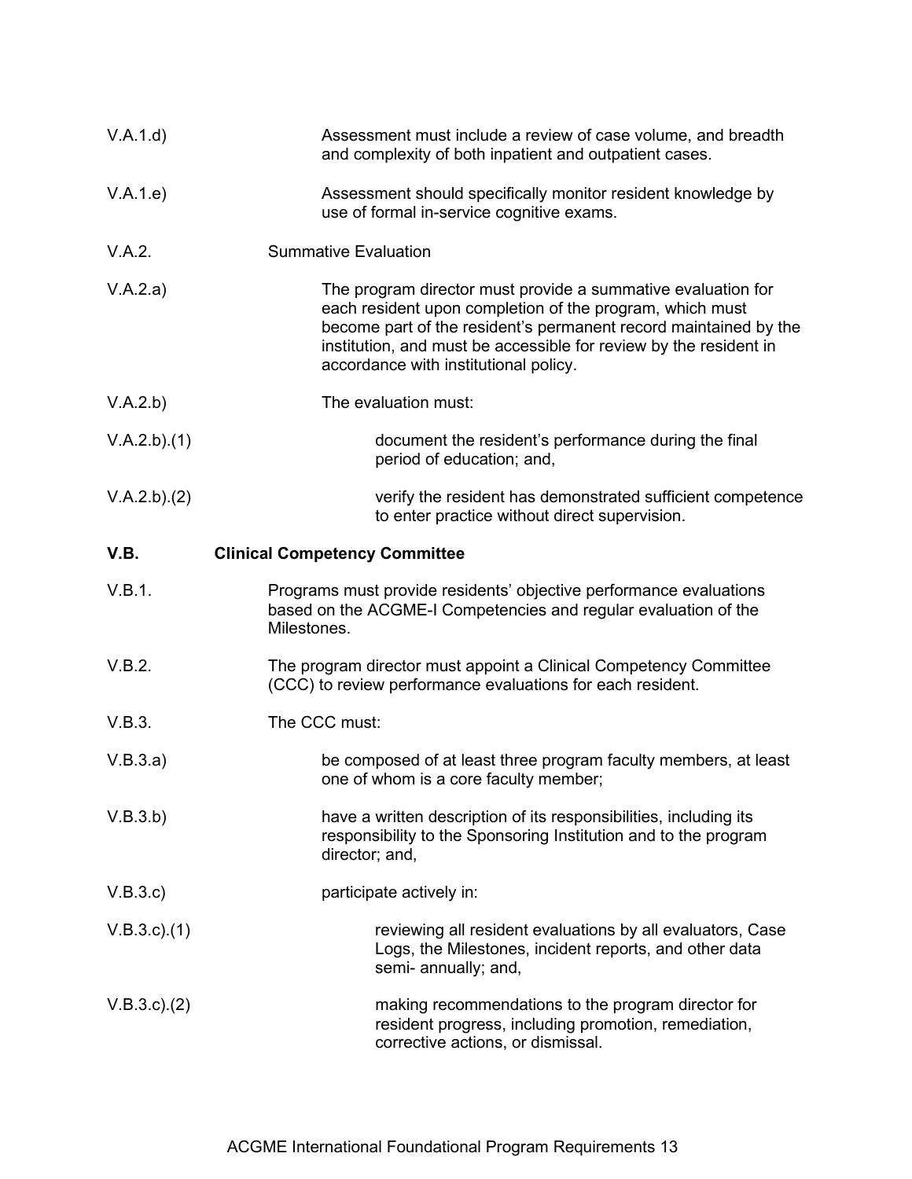V.A.1.d) Assessment must include a review of case volume, and breadth and complexity of both inpatient and outpatient cases.

V.A.1.e) Assessment should specifically monitor resident knowledge by use of formal in-service cognitive exams.

V.A.2. Summative Evaluation

V.A.2.a) The program director must provide a summative evaluation for each resident upon completion of the program, which must become part of the resident's permanent record maintained by the institution, and must be accessible for review by the resident in accordance with institutional policy.

V.A.2.b) The evaluation must:

V.A.2.b).(1) document the resident's performance during the final period of education; and,

V.A.2.b).(2) verify the resident has demonstrated sufficient competence to enter practice without direct supervision.

**V.B. Clinical Competency Committee**

V.B.1. Programs must provide residents' objective performance evaluations based on the ACGME-I Competencies and regular evaluation of the Milestones.

V.B.2. The program director must appoint a Clinical Competency Committee (CCC) to review performance evaluations for each resident.

V.B.3. The CCC must:

V.B.3.a) be composed of at least three program faculty members, at least one of whom is a core faculty member;

V.B.3.b) have a written description of its responsibilities, including its responsibility to the Sponsoring Institution and to the program director; and,

V.B.3.c) participate actively in:

V.B.3.c).(1) reviewing all resident evaluations by all evaluators, Case Logs, the Milestones, incident reports, and other data semi- annually; and,

V.B.3.c).(2) making recommendations to the program director for resident progress, including promotion, remediation, corrective actions, or dismissal.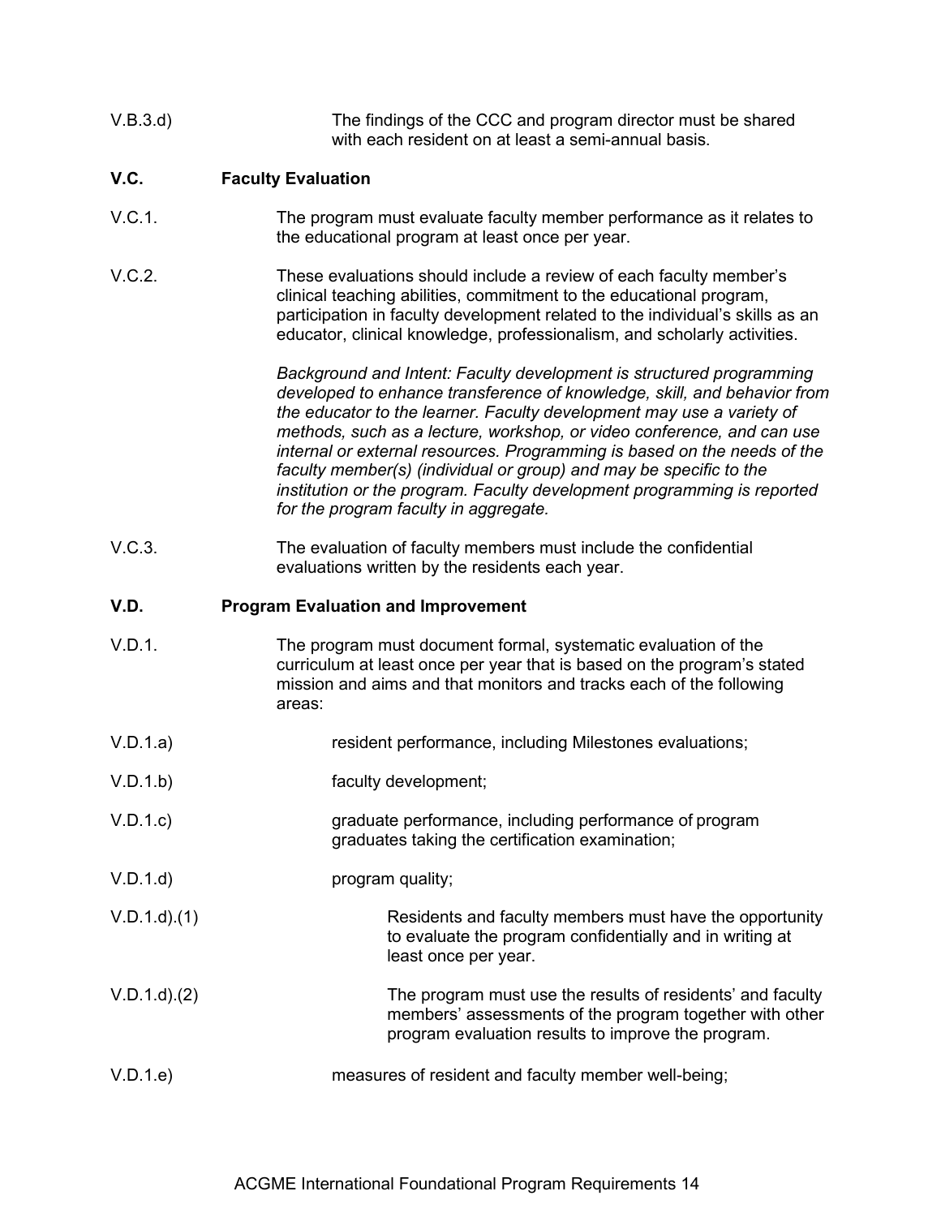V.B.3.d) The findings of the CCC and program director must be shared with each resident on at least a semi-annual basis.

**V.C. Faculty Evaluation**

V.C.1. The program must evaluate faculty member performance as it relates to the educational program at least once per year.

V.C.2. These evaluations should include a review of each faculty member's clinical teaching abilities, commitment to the educational program, participation in faculty development related to the individual's skills as an educator, clinical knowledge, professionalism, and scholarly activities.

*Background and Intent: Faculty development is structured programming developed to enhance transference of knowledge, skill, and behavior from the educator to the learner. Faculty development may use a variety of methods, such as a lecture, workshop, or video conference, and can use internal or external resources. Programming is based on the needs of the faculty member(s) (individual or group) and may be specific to the institution or the program. Faculty development programming is reported for the program faculty in aggregate.*

V.C.3. The evaluation of faculty members must include the confidential evaluations written by the residents each year.

**V.D. Program Evaluation and Improvement**

V.D.1. The program must document formal, systematic evaluation of the curriculum at least once per year that is based on the program's stated mission and aims and that monitors and tracks each of the following areas:

V.D.1.a) resident performance, including Milestones evaluations;

V.D.1.b) faculty development;

V.D.1.c) graduate performance, including performance of program graduates taking the certification examination;

V.D.1.d) program quality;

V.D.1.d).(1) Residents and faculty members must have the opportunity to evaluate the program confidentially and in writing at least once per year.

V.D.1.d).(2) The program must use the results of residents' and faculty members' assessments of the program together with other program evaluation results to improve the program.

V.D.1.e) measures of resident and faculty member well-being;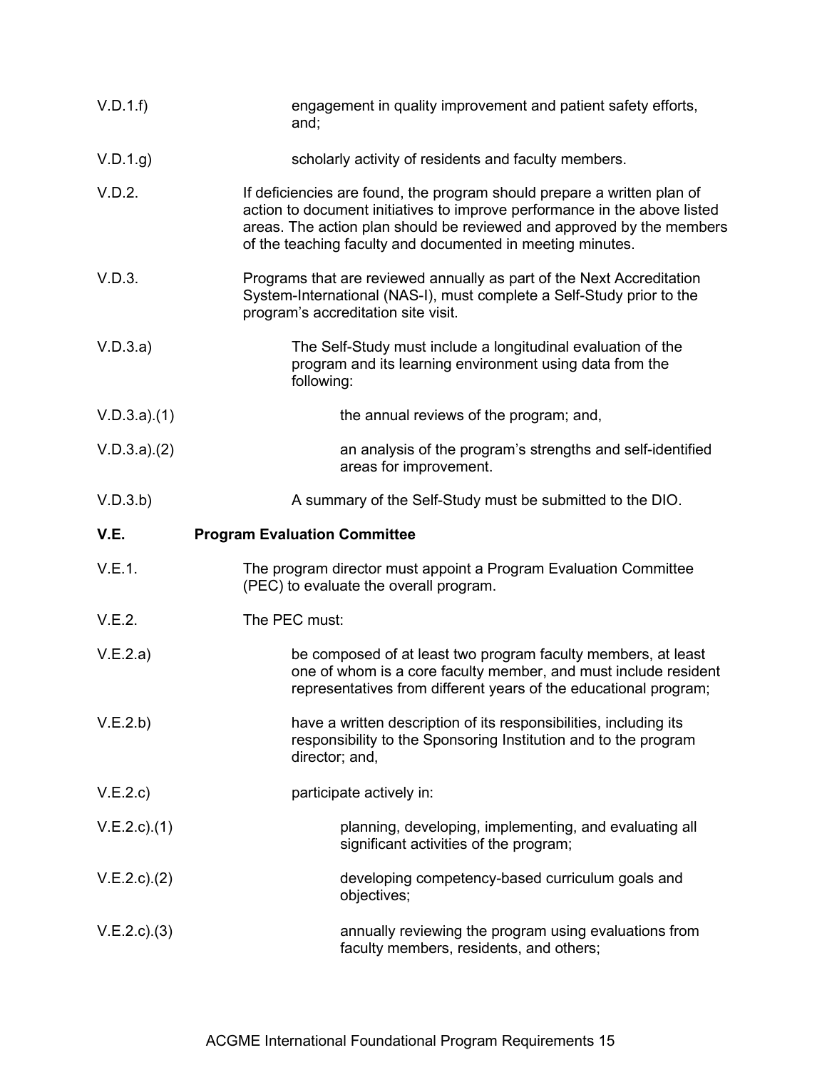| | |
|---|---|
| V.D.1.f) | engagement in quality improvement and patient safety efforts, and; |
| V.D.1.g) | scholarly activity of residents and faculty members. |
| V.D.2. | If deficiencies are found, the program should prepare a written plan of action to document initiatives to improve performance in the above listed areas. The action plan should be reviewed and approved by the members of the teaching faculty and documented in meeting minutes. |
| V.D.3. | Programs that are reviewed annually as part of the Next Accreditation System-International (NAS-I), must complete a Self-Study prior to the program's accreditation site visit. |
| V.D.3.a) | The Self-Study must include a longitudinal evaluation of the program and its learning environment using data from the following: |
| V.D.3.a).(1) | the annual reviews of the program; and, |
| V.D.3.a).(2) | an analysis of the program's strengths and self-identified areas for improvement. |
| V.D.3.b) | A summary of the Self-Study must be submitted to the DIO. |
| **V.E.** | **Program Evaluation Committee** |
| V.E.1. | The program director must appoint a Program Evaluation Committee (PEC) to evaluate the overall program. |
| V.E.2. | The PEC must: |
| V.E.2.a) | be composed of at least two program faculty members, at least one of whom is a core faculty member, and must include resident representatives from different years of the educational program; |
| V.E.2.b) | have a written description of its responsibilities, including its responsibility to the Sponsoring Institution and to the program director; and, |
| V.E.2.c) | participate actively in: |
| V.E.2.c).(1) | planning, developing, implementing, and evaluating all significant activities of the program; |
| V.E.2.c).(2) | developing competency-based curriculum goals and objectives; |
| V.E.2.c).(3) | annually reviewing the program using evaluations from faculty members, residents, and others; |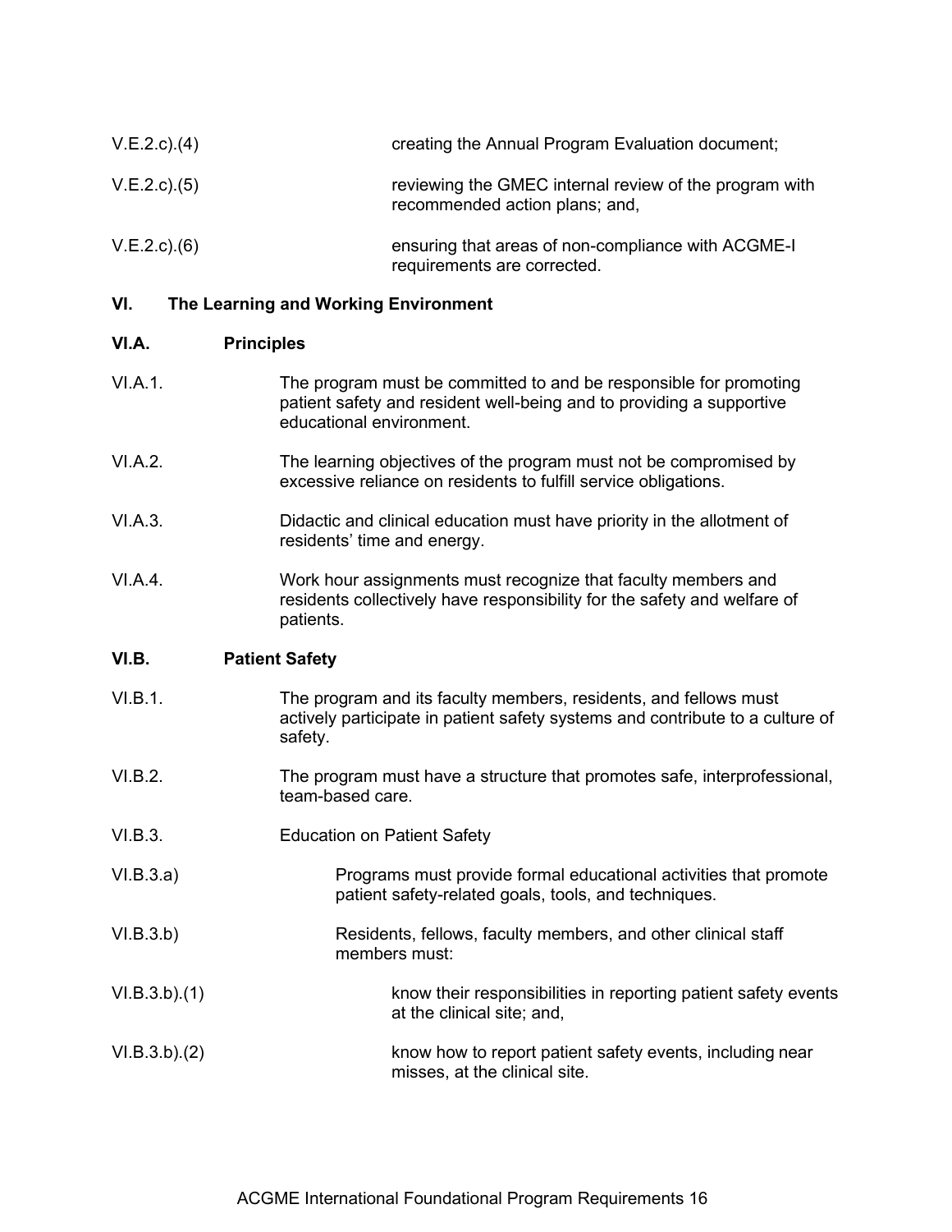V.E.2.c).(4) creating the Annual Program Evaluation document;

V.E.2.c).(5) reviewing the GMEC internal review of the program with recommended action plans; and,

V.E.2.c).(6) ensuring that areas of non-compliance with ACGME-I requirements are corrected.

## VI. The Learning and Working Environment

### VI.A. Principles

VI.A.1. The program must be committed to and be responsible for promoting patient safety and resident well-being and to providing a supportive educational environment.

VI.A.2. The learning objectives of the program must not be compromised by excessive reliance on residents to fulfill service obligations.

VI.A.3. Didactic and clinical education must have priority in the allotment of residents' time and energy.

VI.A.4. Work hour assignments must recognize that faculty members and residents collectively have responsibility for the safety and welfare of patients.

### VI.B. Patient Safety

VI.B.1. The program and its faculty members, residents, and fellows must actively participate in patient safety systems and contribute to a culture of safety.

VI.B.2. The program must have a structure that promotes safe, interprofessional, team-based care.

VI.B.3. Education on Patient Safety

VI.B.3.a) Programs must provide formal educational activities that promote patient safety-related goals, tools, and techniques.

VI.B.3.b) Residents, fellows, faculty members, and other clinical staff members must:

VI.B.3.b).(1) know their responsibilities in reporting patient safety events at the clinical site; and,

VI.B.3.b).(2) know how to report patient safety events, including near misses, at the clinical site.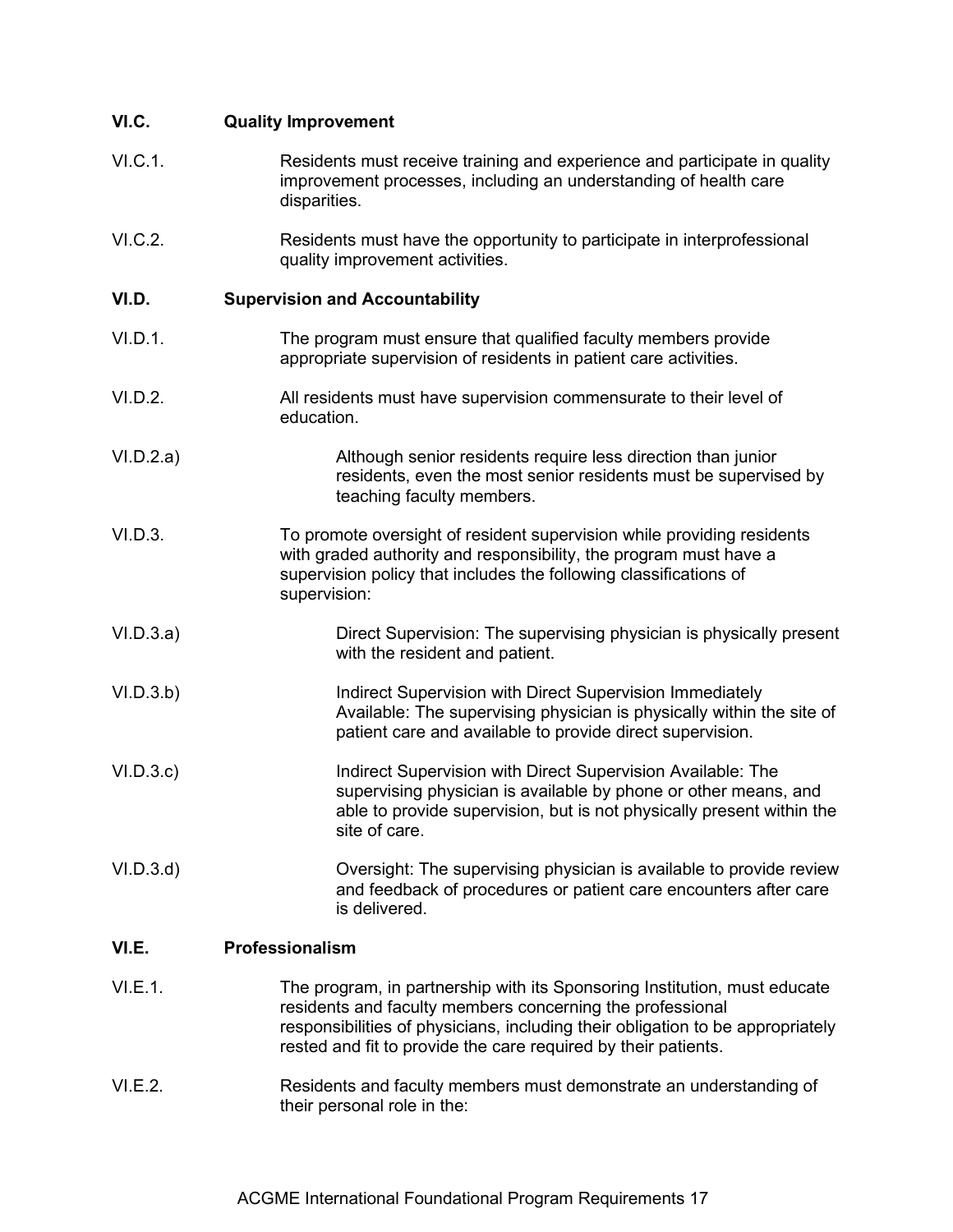**VI.C. Quality Improvement**

VI.C.1. Residents must receive training and experience and participate in quality improvement processes, including an understanding of health care disparities.

VI.C.2. Residents must have the opportunity to participate in interprofessional quality improvement activities.

**VI.D. Supervision and Accountability**

VI.D.1. The program must ensure that qualified faculty members provide appropriate supervision of residents in patient care activities.

VI.D.2. All residents must have supervision commensurate to their level of education.

VI.D.2.a) Although senior residents require less direction than junior residents, even the most senior residents must be supervised by teaching faculty members.

VI.D.3. To promote oversight of resident supervision while providing residents with graded authority and responsibility, the program must have a supervision policy that includes the following classifications of supervision:

VI.D.3.a) Direct Supervision: The supervising physician is physically present with the resident and patient.

VI.D.3.b) Indirect Supervision with Direct Supervision Immediately Available: The supervising physician is physically within the site of patient care and available to provide direct supervision.

VI.D.3.c) Indirect Supervision with Direct Supervision Available: The supervising physician is available by phone or other means, and able to provide supervision, but is not physically present within the site of care.

VI.D.3.d) Oversight: The supervising physician is available to provide review and feedback of procedures or patient care encounters after care is delivered.

**VI.E. Professionalism**

VI.E.1. The program, in partnership with its Sponsoring Institution, must educate residents and faculty members concerning the professional responsibilities of physicians, including their obligation to be appropriately rested and fit to provide the care required by their patients.

VI.E.2. Residents and faculty members must demonstrate an understanding of their personal role in the: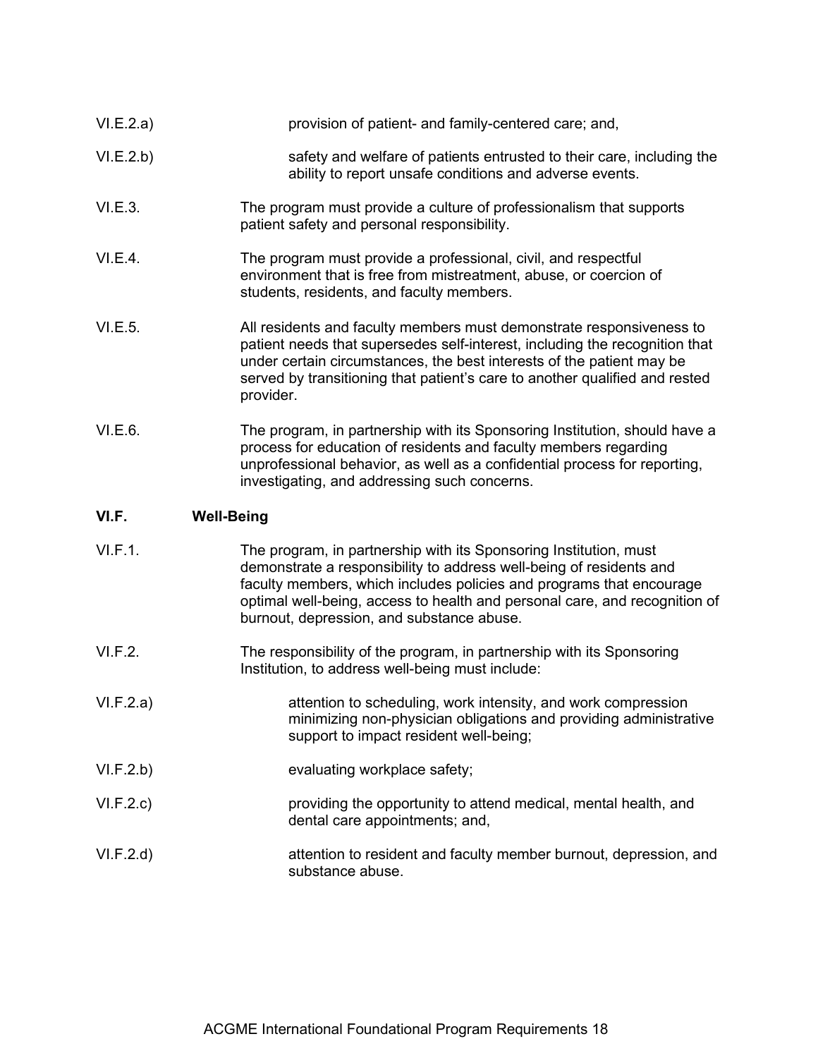VI.E.2.a) provision of patient- and family-centered care; and,

VI.E.2.b) safety and welfare of patients entrusted to their care, including the ability to report unsafe conditions and adverse events.

VI.E.3. The program must provide a culture of professionalism that supports patient safety and personal responsibility.

VI.E.4. The program must provide a professional, civil, and respectful environment that is free from mistreatment, abuse, or coercion of students, residents, and faculty members.

VI.E.5. All residents and faculty members must demonstrate responsiveness to patient needs that supersedes self-interest, including the recognition that under certain circumstances, the best interests of the patient may be served by transitioning that patient's care to another qualified and rested provider.

VI.E.6. The program, in partnership with its Sponsoring Institution, should have a process for education of residents and faculty members regarding unprofessional behavior, as well as a confidential process for reporting, investigating, and addressing such concerns.

**VI.F. Well-Being**

VI.F.1. The program, in partnership with its Sponsoring Institution, must demonstrate a responsibility to address well-being of residents and faculty members, which includes policies and programs that encourage optimal well-being, access to health and personal care, and recognition of burnout, depression, and substance abuse.

VI.F.2. The responsibility of the program, in partnership with its Sponsoring Institution, to address well-being must include:

VI.F.2.a) attention to scheduling, work intensity, and work compression minimizing non-physician obligations and providing administrative support to impact resident well-being;

VI.F.2.b) evaluating workplace safety;

VI.F.2.c) providing the opportunity to attend medical, mental health, and dental care appointments; and,

VI.F.2.d) attention to resident and faculty member burnout, depression, and substance abuse.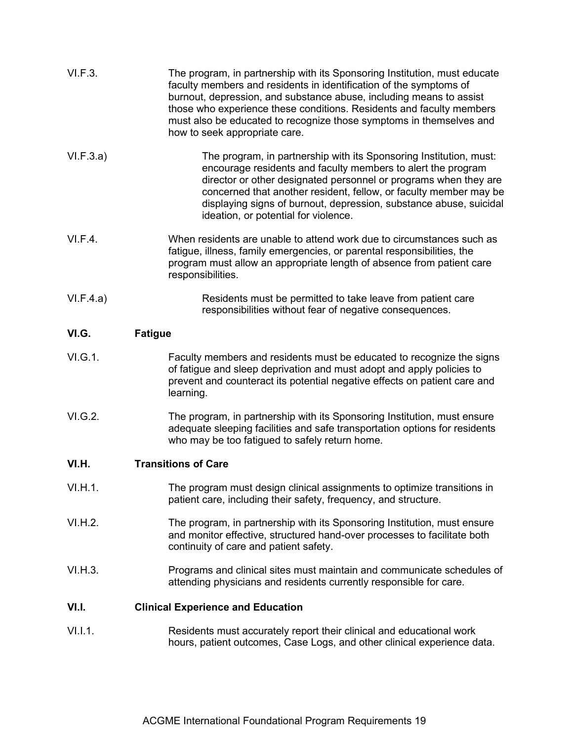VI.F.3. The program, in partnership with its Sponsoring Institution, must educate faculty members and residents in identification of the symptoms of burnout, depression, and substance abuse, including means to assist those who experience these conditions. Residents and faculty members must also be educated to recognize those symptoms in themselves and how to seek appropriate care.

VI.F.3.a) The program, in partnership with its Sponsoring Institution, must: encourage residents and faculty members to alert the program director or other designated personnel or programs when they are concerned that another resident, fellow, or faculty member may be displaying signs of burnout, depression, substance abuse, suicidal ideation, or potential for violence.

VI.F.4. When residents are unable to attend work due to circumstances such as fatigue, illness, family emergencies, or parental responsibilities, the program must allow an appropriate length of absence from patient care responsibilities.

VI.F.4.a) Residents must be permitted to take leave from patient care responsibilities without fear of negative consequences.

**VI.G. Fatigue**

VI.G.1. Faculty members and residents must be educated to recognize the signs of fatigue and sleep deprivation and must adopt and apply policies to prevent and counteract its potential negative effects on patient care and learning.

VI.G.2. The program, in partnership with its Sponsoring Institution, must ensure adequate sleeping facilities and safe transportation options for residents who may be too fatigued to safely return home.

**VI.H. Transitions of Care**

VI.H.1. The program must design clinical assignments to optimize transitions in patient care, including their safety, frequency, and structure.

VI.H.2. The program, in partnership with its Sponsoring Institution, must ensure and monitor effective, structured hand-over processes to facilitate both continuity of care and patient safety.

VI.H.3. Programs and clinical sites must maintain and communicate schedules of attending physicians and residents currently responsible for care.

**VI.I. Clinical Experience and Education**

VI.I.1. Residents must accurately report their clinical and educational work hours, patient outcomes, Case Logs, and other clinical experience data.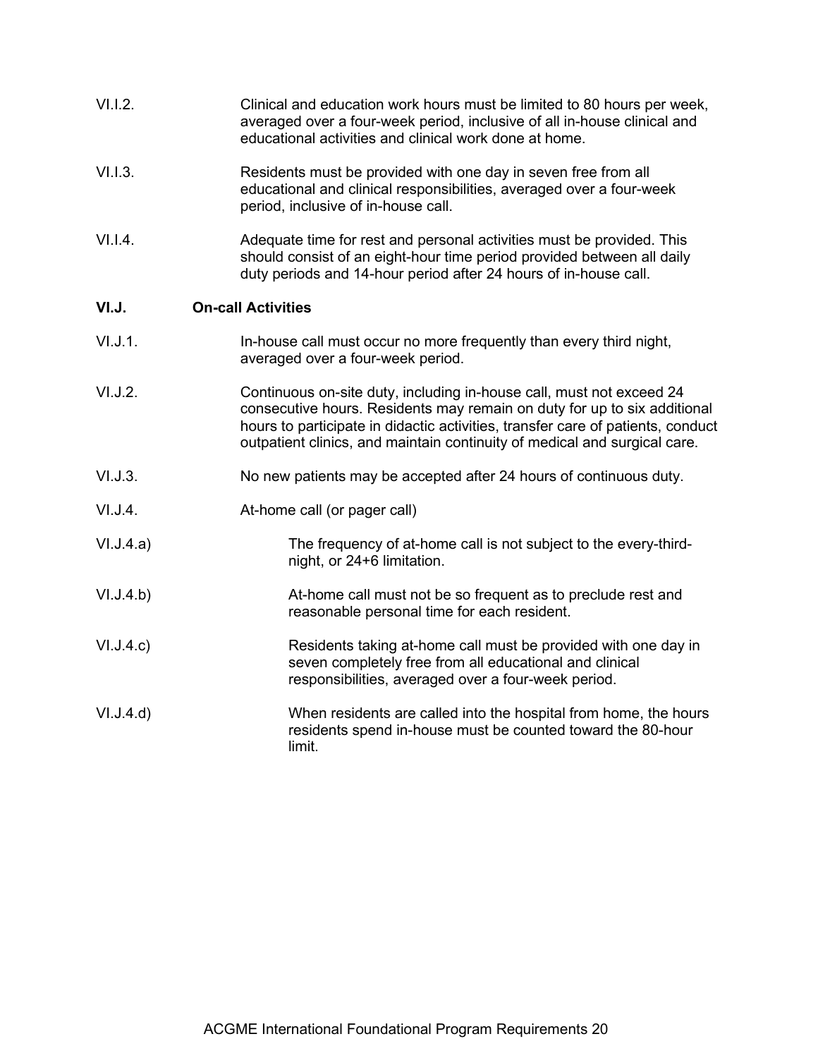VI.I.2. Clinical and education work hours must be limited to 80 hours per week, averaged over a four-week period, inclusive of all in-house clinical and educational activities and clinical work done at home.

VI.I.3. Residents must be provided with one day in seven free from all educational and clinical responsibilities, averaged over a four-week period, inclusive of in-house call.

VI.I.4. Adequate time for rest and personal activities must be provided. This should consist of an eight-hour time period provided between all daily duty periods and 14-hour period after 24 hours of in-house call.

**VI.J. On-call Activities**

VI.J.1. In-house call must occur no more frequently than every third night, averaged over a four-week period.

VI.J.2. Continuous on-site duty, including in-house call, must not exceed 24 consecutive hours. Residents may remain on duty for up to six additional hours to participate in didactic activities, transfer care of patients, conduct outpatient clinics, and maintain continuity of medical and surgical care.

VI.J.3. No new patients may be accepted after 24 hours of continuous duty.

VI.J.4. At-home call (or pager call)

VI.J.4.a) The frequency of at-home call is not subject to the every-third-night, or 24+6 limitation.

VI.J.4.b) At-home call must not be so frequent as to preclude rest and reasonable personal time for each resident.

VI.J.4.c) Residents taking at-home call must be provided with one day in seven completely free from all educational and clinical responsibilities, averaged over a four-week period.

VI.J.4.d) When residents are called into the hospital from home, the hours residents spend in-house must be counted toward the 80-hour limit.